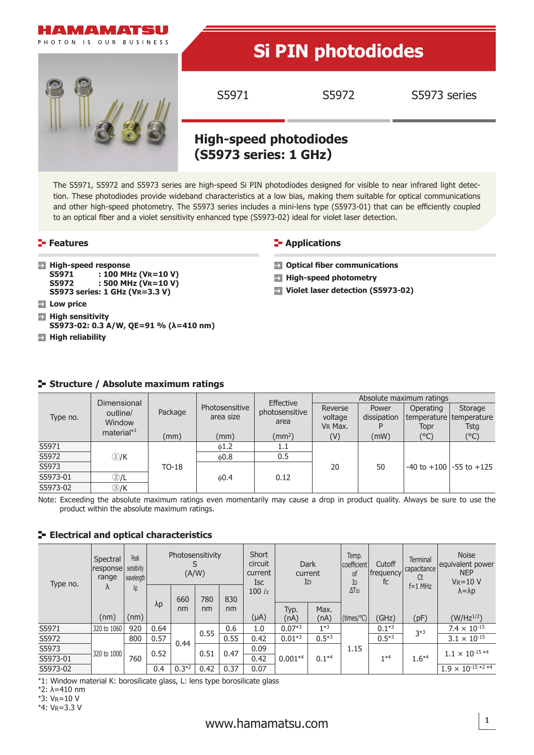# Si PIN photodiodes

S5971 S5972 S5973 series

## High-speed photodiodes (S5973 series: 1 GHz)

The S5971, S5972 and S5973 series are high-speed Si PIN photodiodes designed for visible to near infrared light detection. These photodiodes provide wideband characteristics at a low bias, making them suitable for optical communications and other high-speed photometry. The S5973 series includes a mini-lens type (S5973-01) that can be efficiently coupled to an optical fiber and a violet sensitivity enhanced type (S5973-02) ideal for violet laser detection.

## Features

- **High-speed response**
  **S5971 : 100 MHz ($V_R$=10 V)**
  **S5972 : 500 MHz ($V_R$=10 V)**
  **S5973 series: 1 GHz ($V_R$=3.3 V)**
- **Low price**
- **High sensitivity**
  **S5973-02: 0.3 A/W, QE=91 % (λ=410 nm)**
- **High reliability**

## Applications

- **Optical fiber communications**
- **High-speed photometry**
- **Violet laser detection (S5973-02)**

## Structure / Absolute maximum ratings

| Type no. | Dimensional outline/ Window material[*1] | Package (mm) | Photosensitive area size (mm) | Effective photosensitive area (mm²) | Absolute maximum ratings Reverse voltage VR Max. (V) | Power dissipation P (mW) | Operating temperature Topr (°C) | Storage temperature Tstg (°C) |
|---|---|---|---|---|---|---|---|---|
| S5971 | ①/K | TO-18 | ϕ1.2 | 1.1 | 20 | 50 | -40 to +100 | -55 to +125 |
| S5972 | ①/K | TO-18 | ϕ0.8 | 0.5 | 20 | 50 | -40 to +100 | -55 to +125 |
| S5973 | ①/K | TO-18 | ϕ0.4 | 0.12 | 20 | 50 | -40 to +100 | -55 to +125 |
| S5973-01 | ②/L | TO-18 | ϕ0.4 | 0.12 | 20 | 50 | -40 to +100 | -55 to +125 |
| S5973-02 | ③/K | TO-18 | ϕ0.4 | 0.12 | 20 | 50 | -40 to +100 | -55 to +125 |

Note: Exceeding the absolute maximum ratings even momentarily may cause a drop in product quality. Always be sure to use the product within the absolute maximum ratings.

## Electrical and optical characteristics

| Type no. | Spectral response range λ (nm) | Peak sensitivity wavelength λp (nm) | Photosensitivity S (A/W) λp | 660 nm | 780 nm | 830 nm | Short circuit current Isc 100 lx (μA) | Dark current ID Typ. (nA) | Dark current ID Max. (nA) | Temp. coefficient of ID ΔTID (times/°C) | Cutoff frequency fc (GHz) | Terminal capacitance Ct f=1 MHz (pF) | Noise equivalent power NEP VR=10 V λ=λp (W/Hz$^{1/2}$) |
|---|---|---|---|---|---|---|---|---|---|---|---|---|---|
| S5971 | 320 to 1060 | 920 | 0.64 | 0.44 | 0.55 | 0.6 | 1.0 | 0.07[*3] | 1[*3] | 1.15 | 0.1[*3] | 3[*3] | 7.4 × $10^{-15}$ |
| S5972 | 320 to 1000 | 800 | 0.57 | 0.44 | 0.55 | 0.55 | 0.42 | 0.01[*3] | 0.5[*3] | 1.15 | 0.5[*3] | 3[*3] | 3.1 × $10^{-15}$ |
| S5973 | 320 to 1000 | 760 | 0.52 | 0.44 | 0.51 | 0.47 | 0.09 | 0.001[*4] | 0.1[*4] | 1.15 | 1[*4] | 1.6[*4] | 1.1 × $10^{-15}$ [*4] |
| S5973-01 | 320 to 1000 | 760 | 0.52 | 0.44 | 0.51 | 0.47 | 0.42 | 0.001[*4] | 0.1[*4] | 1.15 | 1[*4] | 1.6[*4] | 1.1 × $10^{-15}$ [*4] |
| S5973-02 | 320 to 1000 | 760 | 0.4 | 0.3[*2] | 0.42 | 0.37 | 0.07 | 0.001[*4] | 0.1[*4] | 1.15 | 1[*4] | 1.6[*4] | 1.9 × $10^{-15}$ [*2] [*4] |

*1: Window material K: borosilicate glass, L: lens type borosilicate glass
*2: λ=410 nm
*3: $V_R$=10 V
*4: $V_R$=3.3 V

www.hamamatsu.com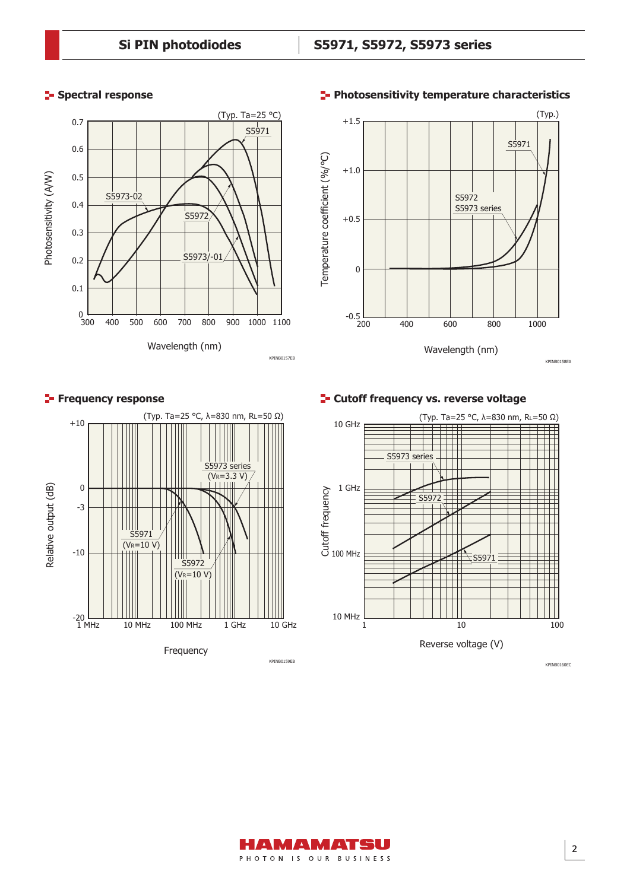## Spectral response

(Typ. Ta=25 °C)

Photosensitivity (A/W) vs. Wavelength (nm)

S5971, S5973-02, S5972, S5973/-01

KPINB0157EB

## Photosensitivity temperature characteristics

(Typ.)

Temperature coefficient (%/°C) vs. Wavelength (nm)

S5971, S5972, S5973 series

KPINB0158EA

## Frequency response

(Typ. Ta=25 °C, λ=830 nm, $R_L$=50 Ω)

Relative output (dB) vs. Frequency

S5973 series ($V_R$=3.3 V), S5971 ($V_R$=10 V), S5972 ($V_R$=10 V)

KPINB0159EB

## Cutoff frequency vs. reverse voltage

(Typ. Ta=25 °C, λ=830 nm, $R_L$=50 Ω)

Cutoff frequency vs. Reverse voltage (V)

S5973 series, S5972, S5971

KPINB0160EC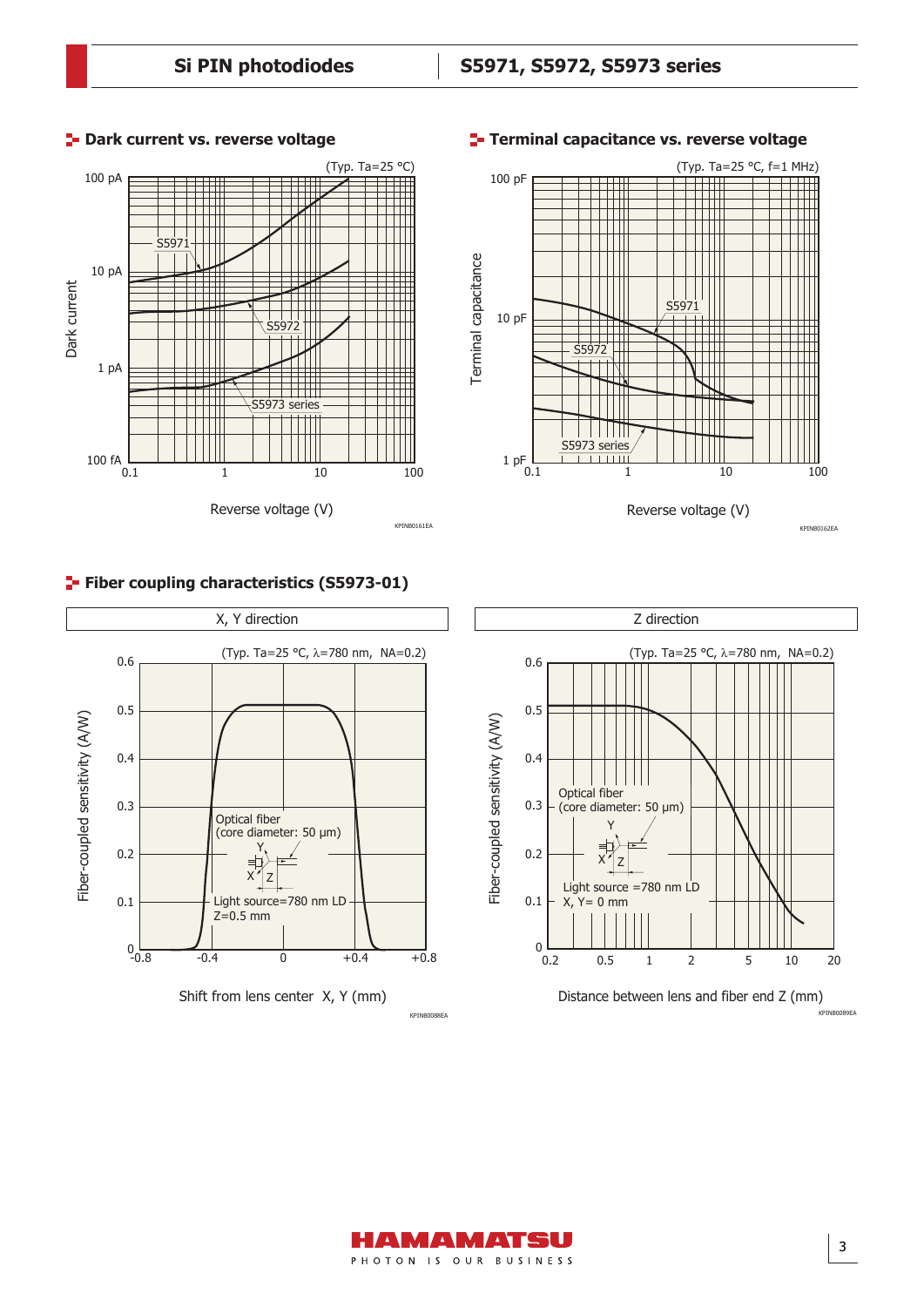## Dark current vs. reverse voltage

(Typ. Ta=25 °C)

Dark current: 100 fA, 1 pA, 10 pA, 100 pA

S5971, S5972, S5973 series

Reverse voltage (V): 0.1, 1, 10, 100

KPINB0161EA

## Terminal capacitance vs. reverse voltage

(Typ. Ta=25 °C, f=1 MHz)

Terminal capacitance: 1 pF, 10 pF, 100 pF

S5971, S5972, S5973 series

Reverse voltage (V): 0.1, 1, 10, 100

KPINB0162EA

## Fiber coupling characteristics (S5973-01)

### X, Y direction

(Typ. Ta=25 °C, λ=780 nm, NA=0.2)

Fiber-coupled sensitivity (A/W): 0, 0.1, 0.2, 0.3, 0.4, 0.5, 0.6

Optical fiber (core diameter: 50 µm)

Light source=780 nm LD
Z=0.5 mm

Shift from lens center X, Y (mm): -0.8, -0.4, 0, +0.4, +0.8

KPINB0088EA

### Z direction

(Typ. Ta=25 °C, λ=780 nm, NA=0.2)

Fiber-coupled sensitivity (A/W): 0, 0.1, 0.2, 0.3, 0.4, 0.5, 0.6

Optical fiber (core diameter: 50 µm)

Light source =780 nm LD
X, Y= 0 mm

Distance between lens and fiber end Z (mm): 0.2, 0.5, 1, 2, 5, 10, 20

KPINB0089EA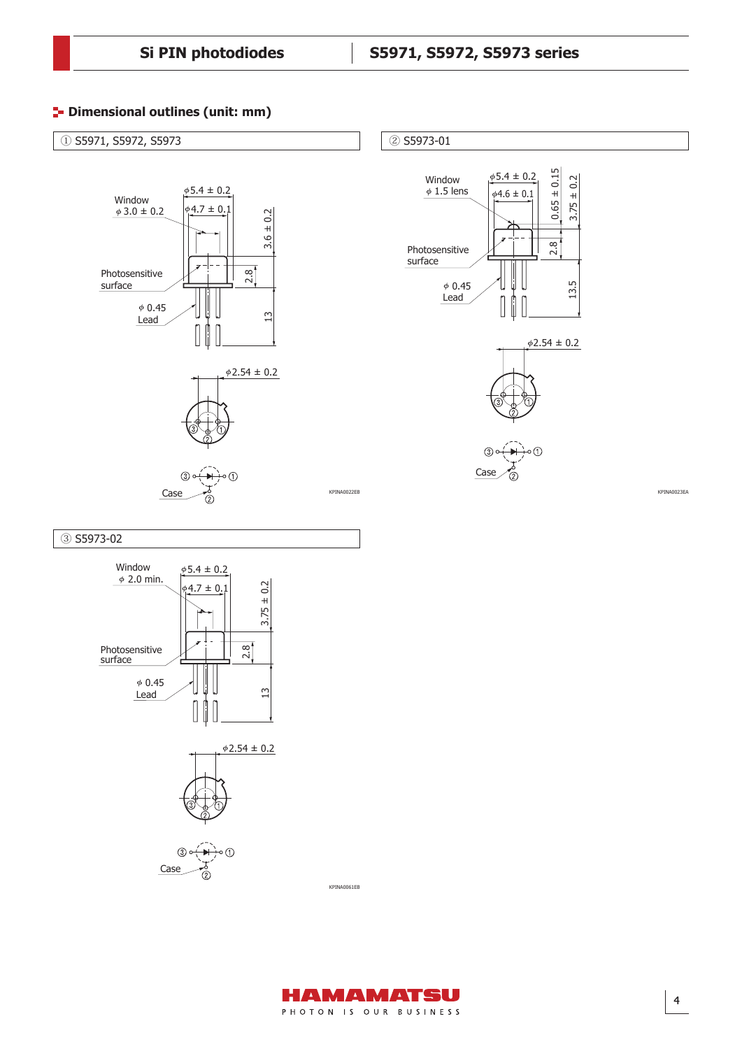## Dimensional outlines (unit: mm)

### ① S5971, S5972, S5973

Window
ϕ 3.0 ± 0.2

ϕ5.4 ± 0.2

ϕ4.7 ± 0.1

3.6 ± 0.2

Photosensitive surface

2.8

ϕ 0.45
Lead

13

ϕ2.54 ± 0.2

③ ② ①

Case

KPINA0022EB

### ② S5973-01

Window
ϕ 1.5 lens

ϕ5.4 ± 0.2

ϕ4.6 ± 0.1

0.65 ± 0.15

3.75 ± 0.2

Photosensitive surface

2.8

ϕ 0.45
Lead

13.5

ϕ2.54 ± 0.2

③ ② ①

Case

KPINA0023EA

### ③ S5973-02

Window
ϕ 2.0 min.

ϕ5.4 ± 0.2

ϕ4.7 ± 0.1

3.75 ± 0.2

Photosensitive surface

2.8

ϕ 0.45
Lead

13

ϕ2.54 ± 0.2

③ ② ①

Case

KPINA0061EB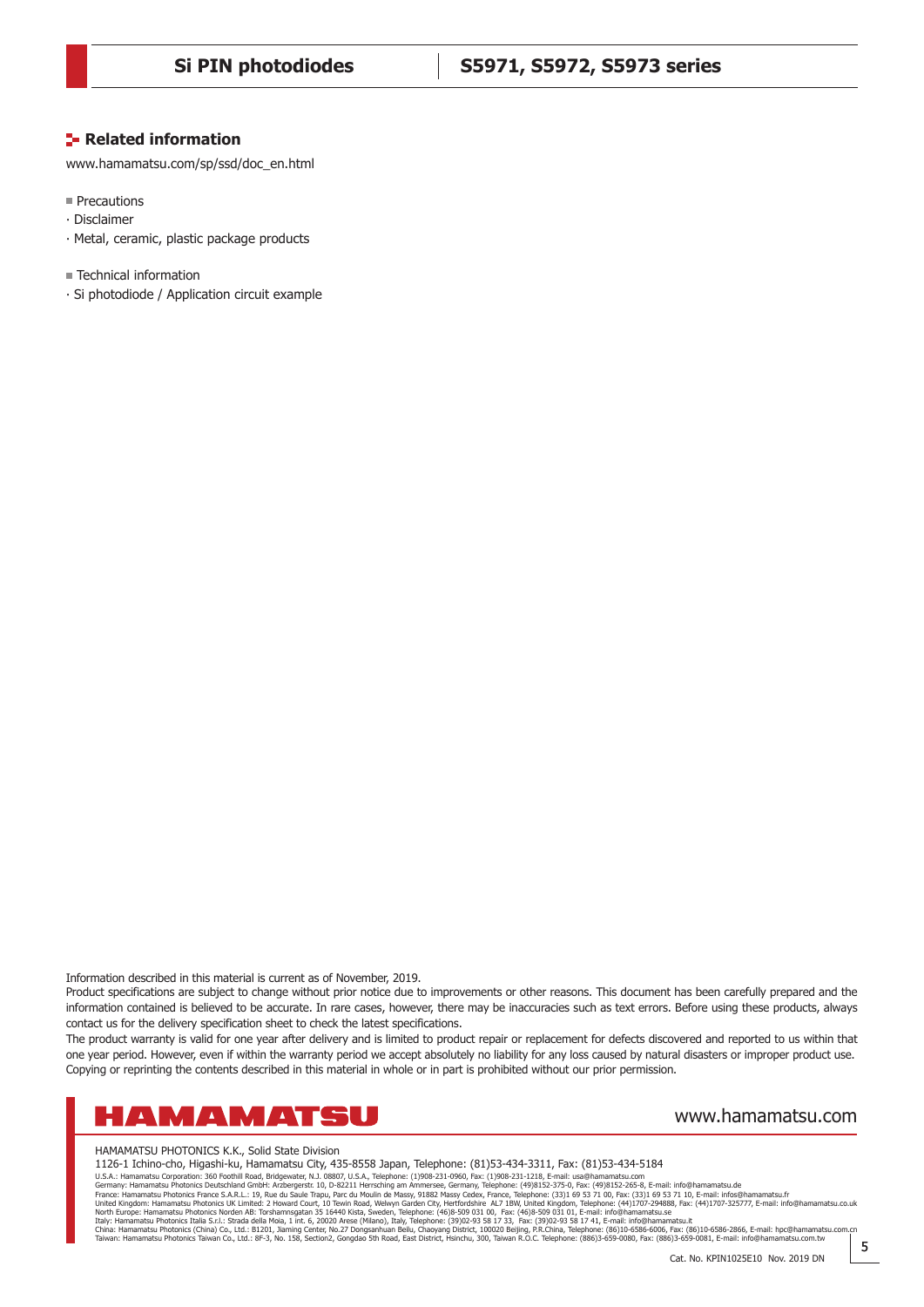## Related information

www.hamamatsu.com/sp/ssd/doc_en.html

- Precautions
  - · Disclaimer
  - · Metal, ceramic, plastic package products

- Technical information
  - · Si photodiode / Application circuit example

Information described in this material is current as of November, 2019.

Product specifications are subject to change without prior notice due to improvements or other reasons. This document has been carefully prepared and the information contained is believed to be accurate. In rare cases, however, there may be inaccuracies such as text errors. Before using these products, always contact us for the delivery specification sheet to check the latest specifications.

The product warranty is valid for one year after delivery and is limited to product repair or replacement for defects discovered and reported to us within that one year period. However, even if within the warranty period we accept absolutely no liability for any loss caused by natural disasters or improper product use. Copying or reprinting the contents described in this material in whole or in part is prohibited without our prior permission.

**HAMAMATSU**

www.hamamatsu.com

HAMAMATSU PHOTONICS K.K., Solid State Division

1126-1 Ichino-cho, Higashi-ku, Hamamatsu City, 435-8558 Japan, Telephone: (81)53-434-3311, Fax: (81)53-434-5184

U.S.A.: Hamamatsu Corporation: 360 Foothill Road, Bridgewater, N.J. 08807, U.S.A., Telephone: (1)908-231-0960, Fax: (1)908-231-1218, E-mail: usa@hamamatsu.com
Germany: Hamamatsu Photonics Deutschland GmbH: Arzbergerstr. 10, D-82211 Herrsching am Ammersee, Germany, Telephone: (49)8152-375-0, Fax: (49)8152-265-8, E-mail: info@hamamatsu.de
France: Hamamatsu Photonics France S.A.R.L.: 19, Rue du Saule Trapu, Parc du Moulin de Massy, 91882 Massy Cedex, France, Telephone: (33)1 69 53 71 00, Fax: (33)1 69 53 71 10, E-mail: infos@hamamatsu.fr
United Kingdom: Hamamatsu Photonics UK Limited: 2 Howard Court, 10 Tewin Road, Welwyn Garden City, Hertfordshire AL7 1BW, United Kingdom, Telephone: (44)1707-294888, Fax: (44)1707-325777, E-mail: info@hamamatsu.co.uk
North Europe: Hamamatsu Photonics Norden AB: Torshamnsgatan 35 16440 Kista, Sweden, Telephone: (46)8-509 031 00, Fax: (46)8-509 031 01, E-mail: info@hamamatsu.se
Italy: Hamamatsu Photonics Italia S.r.l.: Strada della Moia, 1 int. 6, 20020 Arese (Milano), Italy, Telephone: (39)02-93 58 17 33, Fax: (39)02-93 58 17 41, E-mail: info@hamamatsu.it
China: Hamamatsu Photonics (China) Co., Ltd.: B1201, Jiaming Center, No.27 Dongsanhuan Beilu, Chaoyang District, 100020 Beijing, P.R.China, Telephone: (86)10-6586-6006, Fax: (86)10-6586-2866, E-mail: hpc@hamamatsu.com.cn
Taiwan: Hamamatsu Photonics Taiwan Co., Ltd.: 8F-3, No. 158, Section2, Gongdao 5th Road, East District, Hsinchu, 300, Taiwan R.O.C. Telephone: (886)3-659-0080, Fax: (886)3-659-0081, E-mail: info@hamamatsu.com.tw

Cat. No. KPIN1025E10 Nov. 2019 DN